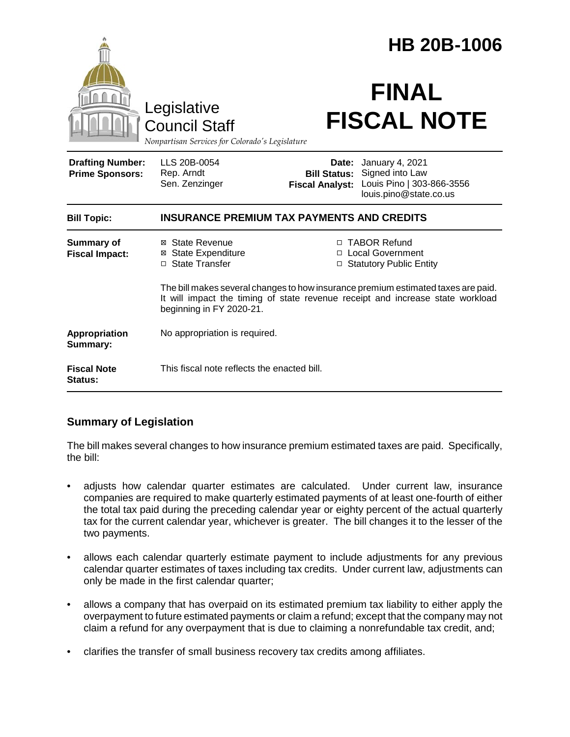# HB 20B-1006

Legislative Council Staff

*Nonpartisan Services for Colorado's Legislature*

# FINAL FISCAL NOTE

| | | | |
|---|---|---|---|
| **Drafting Number:** | LLS 20B-0054 | **Date:** | January 4, 2021 |
| **Prime Sponsors:** | Rep. Arndt<br>Sen. Zenzinger | **Bill Status:** | Signed into Law |
| | | **Fiscal Analyst:** | Louis Pino \| 303-866-3556<br>louis.pino@state.co.us |

| | |
|---|---|
| **Bill Topic:** | **INSURANCE PREMIUM TAX PAYMENTS AND CREDITS** |
| **Summary of Fiscal Impact:** | ☒ State Revenue<br>☒ State Expenditure<br>☐ State Transfer<br>☐ TABOR Refund<br>☐ Local Government<br>☐ Statutory Public Entity<br><br>The bill makes several changes to how insurance premium estimated taxes are paid. It will impact the timing of state revenue receipt and increase state workload beginning in FY 2020-21. |
| **Appropriation Summary:** | No appropriation is required. |
| **Fiscal Note Status:** | This fiscal note reflects the enacted bill. |

## Summary of Legislation

The bill makes several changes to how insurance premium estimated taxes are paid. Specifically, the bill:

- adjusts how calendar quarter estimates are calculated. Under current law, insurance companies are required to make quarterly estimated payments of at least one-fourth of either the total tax paid during the preceding calendar year or eighty percent of the actual quarterly tax for the current calendar year, whichever is greater. The bill changes it to the lesser of the two payments.
- allows each calendar quarterly estimate payment to include adjustments for any previous calendar quarter estimates of taxes including tax credits. Under current law, adjustments can only be made in the first calendar quarter;
- allows a company that has overpaid on its estimated premium tax liability to either apply the overpayment to future estimated payments or claim a refund; except that the company may not claim a refund for any overpayment that is due to claiming a nonrefundable tax credit, and;
- clarifies the transfer of small business recovery tax credits among affiliates.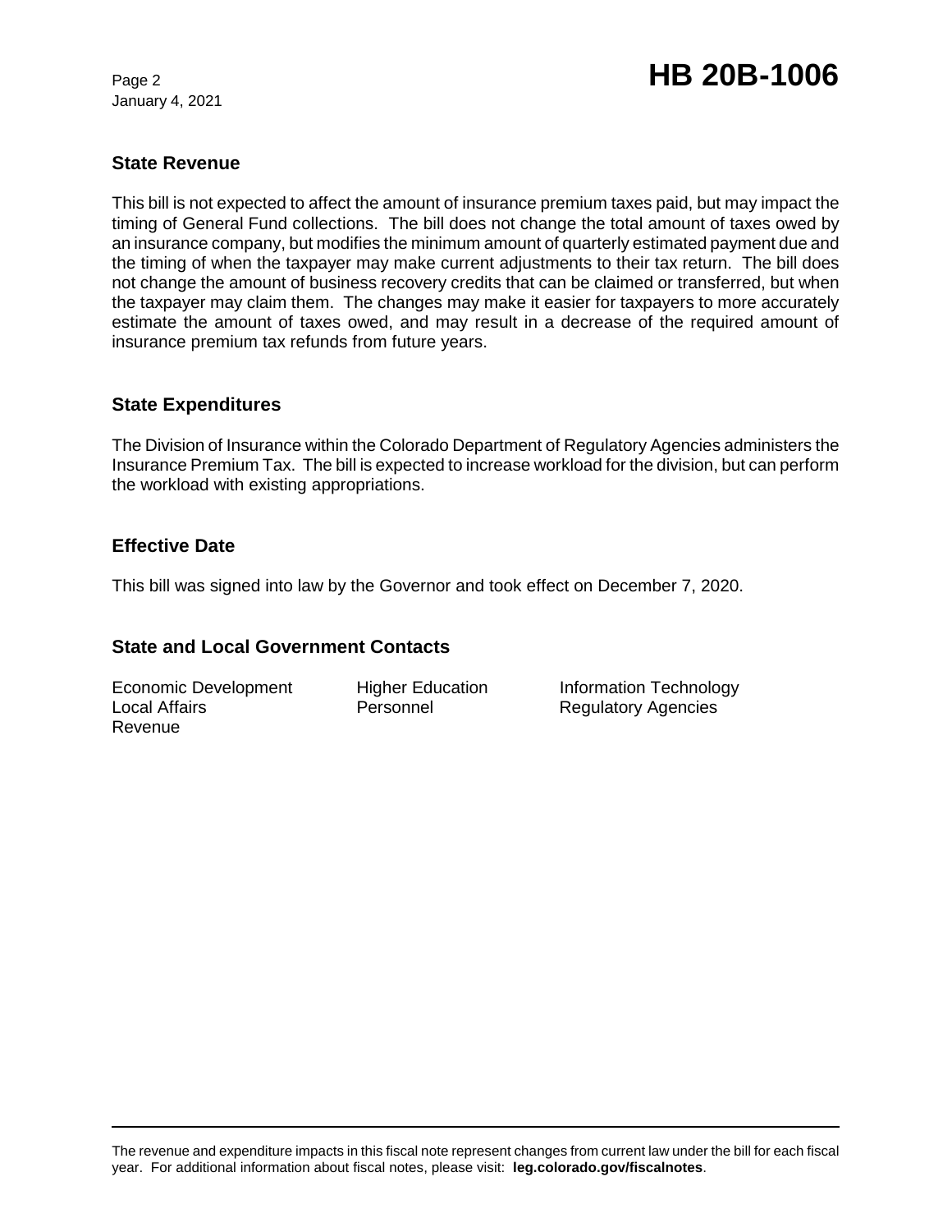## State Revenue

This bill is not expected to affect the amount of insurance premium taxes paid, but may impact the timing of General Fund collections. The bill does not change the total amount of taxes owed by an insurance company, but modifies the minimum amount of quarterly estimated payment due and the timing of when the taxpayer may make current adjustments to their tax return. The bill does not change the amount of business recovery credits that can be claimed or transferred, but when the taxpayer may claim them. The changes may make it easier for taxpayers to more accurately estimate the amount of taxes owed, and may result in a decrease of the required amount of insurance premium tax refunds from future years.

## State Expenditures

The Division of Insurance within the Colorado Department of Regulatory Agencies administers the Insurance Premium Tax. The bill is expected to increase workload for the division, but can perform the workload with existing appropriations.

## Effective Date

This bill was signed into law by the Governor and took effect on December 7, 2020.

## State and Local Government Contacts

| | | |
|---|---|---|
| Economic Development | Higher Education | Information Technology |
| Local Affairs | Personnel | Regulatory Agencies |
| Revenue | | |

The revenue and expenditure impacts in this fiscal note represent changes from current law under the bill for each fiscal year. For additional information about fiscal notes, please visit: **leg.colorado.gov/fiscalnotes**.